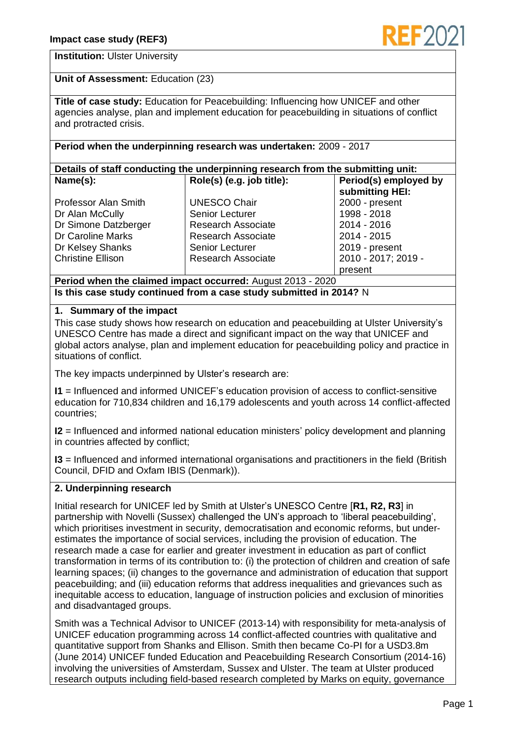**Impact case study (REF3)**

**Institution:** Ulster University

**Unit of Assessment:** Education (23)

**Title of case study:** Education for Peacebuilding: Influencing how UNICEF and other agencies analyse, plan and implement education for peacebuilding in situations of conflict and protracted crisis.

**Period when the underpinning research was undertaken:** 2009 - 2017

**Details of staff conducting the underpinning research from the submitting unit:**

| Name(s): | Role(s) (e.g. job title): | Period(s) employed by submitting HEI: |
|---|---|---|
| Professor Alan Smith | UNESCO Chair | 2000 - present |
| Dr Alan McCully | Senior Lecturer | 1998 - 2018 |
| Dr Simone Datzberger | Research Associate | 2014 - 2016 |
| Dr Caroline Marks | Research Associate | 2014 - 2015 |
| Dr Kelsey Shanks | Senior Lecturer | 2019 - present |
| Christine Ellison | Research Associate | 2010 - 2017; 2019 - present |

**Period when the claimed impact occurred:** August 2013 - 2020

**Is this case study continued from a case study submitted in 2014?** N

## 1. Summary of the impact

This case study shows how research on education and peacebuilding at Ulster University's UNESCO Centre has made a direct and significant impact on the way that UNICEF and global actors analyse, plan and implement education for peacebuilding policy and practice in situations of conflict.

The key impacts underpinned by Ulster's research are:

**I1** = Influenced and informed UNICEF's education provision of access to conflict-sensitive education for 710,834 children and 16,179 adolescents and youth across 14 conflict-affected countries;

**I2** = Influenced and informed national education ministers' policy development and planning in countries affected by conflict;

**I3** = Influenced and informed international organisations and practitioners in the field (British Council, DFID and Oxfam IBIS (Denmark)).

## 2. Underpinning research

Initial research for UNICEF led by Smith at Ulster's UNESCO Centre [**R1, R2, R3**] in partnership with Novelli (Sussex) challenged the UN's approach to 'liberal peacebuilding', which prioritises investment in security, democratisation and economic reforms, but under-estimates the importance of social services, including the provision of education. The research made a case for earlier and greater investment in education as part of conflict transformation in terms of its contribution to: (i) the protection of children and creation of safe learning spaces; (ii) changes to the governance and administration of education that support peacebuilding; and (iii) education reforms that address inequalities and grievances such as inequitable access to education, language of instruction policies and exclusion of minorities and disadvantaged groups.

Smith was a Technical Advisor to UNICEF (2013-14) with responsibility for meta-analysis of UNICEF education programming across 14 conflict-affected countries with qualitative and quantitative support from Shanks and Ellison. Smith then became Co-PI for a USD3.8m (June 2014) UNICEF funded Education and Peacebuilding Research Consortium (2014-16) involving the universities of Amsterdam, Sussex and Ulster. The team at Ulster produced research outputs including field-based research completed by Marks on equity, governance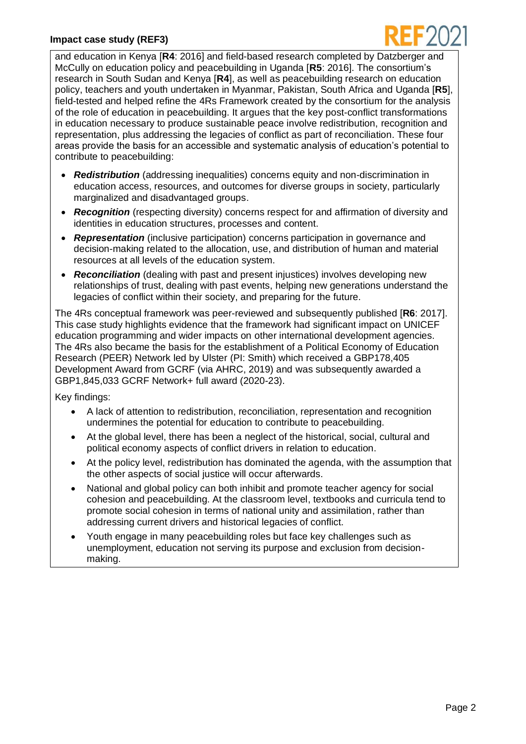and education in Kenya [**R4**: 2016] and field-based research completed by Datzberger and McCully on education policy and peacebuilding in Uganda [**R5**: 2016]. The consortium's research in South Sudan and Kenya [**R4**], as well as peacebuilding research on education policy, teachers and youth undertaken in Myanmar, Pakistan, South Africa and Uganda [**R5**], field-tested and helped refine the 4Rs Framework created by the consortium for the analysis of the role of education in peacebuilding. It argues that the key post-conflict transformations in education necessary to produce sustainable peace involve redistribution, recognition and representation, plus addressing the legacies of conflict as part of reconciliation. These four areas provide the basis for an accessible and systematic analysis of education's potential to contribute to peacebuilding:

- ***Redistribution*** (addressing inequalities) concerns equity and non-discrimination in education access, resources, and outcomes for diverse groups in society, particularly marginalized and disadvantaged groups.
- ***Recognition*** (respecting diversity) concerns respect for and affirmation of diversity and identities in education structures, processes and content.
- ***Representation*** (inclusive participation) concerns participation in governance and decision-making related to the allocation, use, and distribution of human and material resources at all levels of the education system.
- ***Reconciliation*** (dealing with past and present injustices) involves developing new relationships of trust, dealing with past events, helping new generations understand the legacies of conflict within their society, and preparing for the future.

The 4Rs conceptual framework was peer-reviewed and subsequently published [**R6**: 2017]. This case study highlights evidence that the framework had significant impact on UNICEF education programming and wider impacts on other international development agencies. The 4Rs also became the basis for the establishment of a Political Economy of Education Research (PEER) Network led by Ulster (PI: Smith) which received a GBP178,405 Development Award from GCRF (via AHRC, 2019) and was subsequently awarded a GBP1,845,033 GCRF Network+ full award (2020-23).

Key findings:

- A lack of attention to redistribution, reconciliation, representation and recognition undermines the potential for education to contribute to peacebuilding.
- At the global level, there has been a neglect of the historical, social, cultural and political economy aspects of conflict drivers in relation to education.
- At the policy level, redistribution has dominated the agenda, with the assumption that the other aspects of social justice will occur afterwards.
- National and global policy can both inhibit and promote teacher agency for social cohesion and peacebuilding. At the classroom level, textbooks and curricula tend to promote social cohesion in terms of national unity and assimilation, rather than addressing current drivers and historical legacies of conflict.
- Youth engage in many peacebuilding roles but face key challenges such as unemployment, education not serving its purpose and exclusion from decision-making.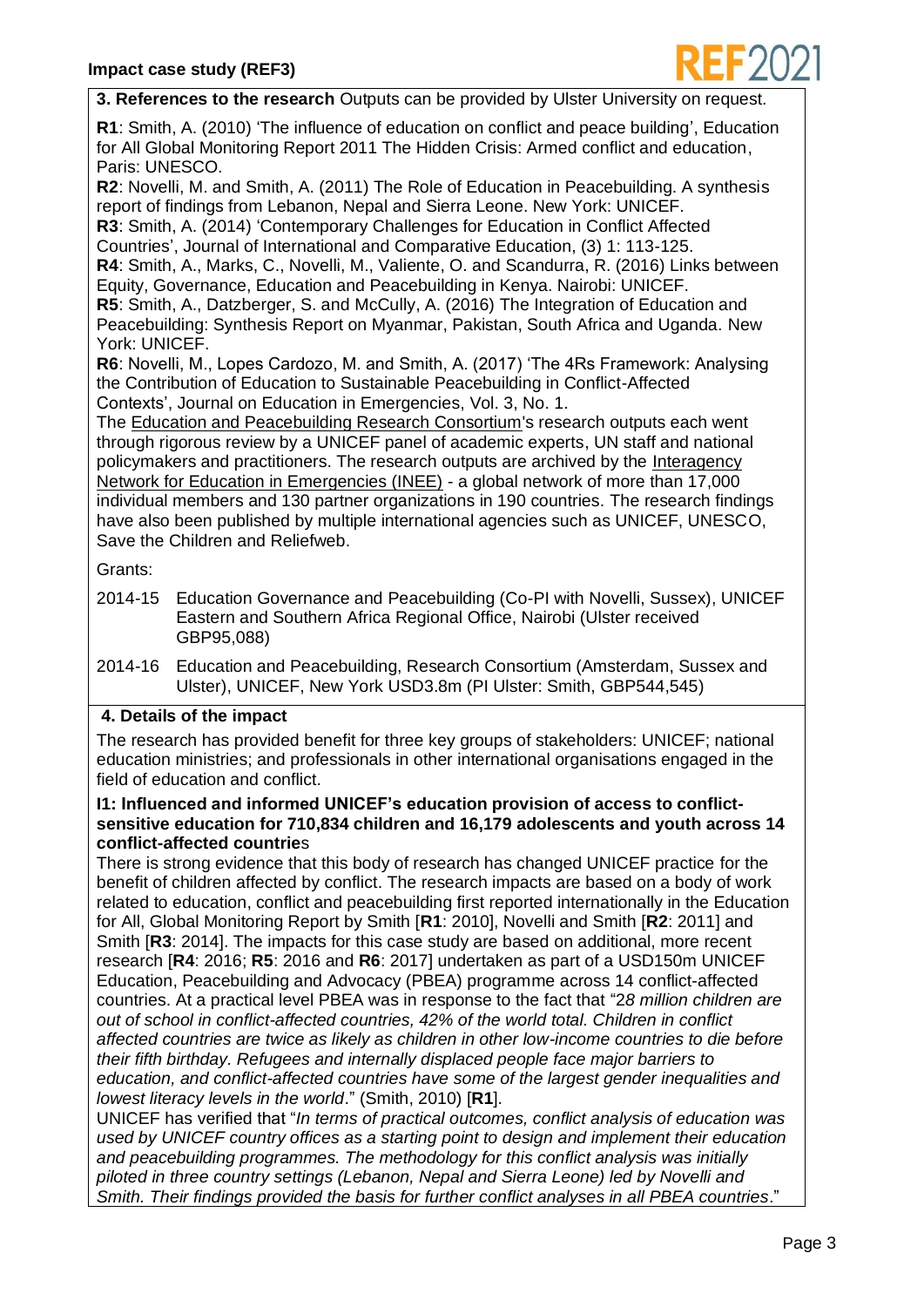**3. References to the research** Outputs can be provided by Ulster University on request.

**R1**: Smith, A. (2010) 'The influence of education on conflict and peace building', Education for All Global Monitoring Report 2011 The Hidden Crisis: Armed conflict and education, Paris: UNESCO.

**R2**: Novelli, M. and Smith, A. (2011) The Role of Education in Peacebuilding. A synthesis report of findings from Lebanon, Nepal and Sierra Leone. New York: UNICEF.

**R3**: Smith, A. (2014) 'Contemporary Challenges for Education in Conflict Affected Countries', Journal of International and Comparative Education, (3) 1: 113-125.

**R4**: Smith, A., Marks, C., Novelli, M., Valiente, O. and Scandurra, R. (2016) Links between Equity, Governance, Education and Peacebuilding in Kenya. Nairobi: UNICEF.

**R5**: Smith, A., Datzberger, S. and McCully, A. (2016) The Integration of Education and Peacebuilding: Synthesis Report on Myanmar, Pakistan, South Africa and Uganda. New York: UNICEF.

**R6**: Novelli, M., Lopes Cardozo, M. and Smith, A. (2017) 'The 4Rs Framework: Analysing the Contribution of Education to Sustainable Peacebuilding in Conflict-Affected Contexts', Journal on Education in Emergencies, Vol. 3, No. 1.

The Education and Peacebuilding Research Consortium's research outputs each went through rigorous review by a UNICEF panel of academic experts, UN staff and national policymakers and practitioners. The research outputs are archived by the Interagency Network for Education in Emergencies (INEE) - a global network of more than 17,000 individual members and 130 partner organizations in 190 countries. The research findings have also been published by multiple international agencies such as UNICEF, UNESCO, Save the Children and Reliefweb.

Grants:

- 2014-15 Education Governance and Peacebuilding (Co-PI with Novelli, Sussex), UNICEF Eastern and Southern Africa Regional Office, Nairobi (Ulster received GBP95,088)
- 2014-16 Education and Peacebuilding, Research Consortium (Amsterdam, Sussex and Ulster), UNICEF, New York USD3.8m (PI Ulster: Smith, GBP544,545)

**4. Details of the impact**

The research has provided benefit for three key groups of stakeholders: UNICEF; national education ministries; and professionals in other international organisations engaged in the field of education and conflict.

**I1: Influenced and informed UNICEF's education provision of access to conflict-sensitive education for 710,834 children and 16,179 adolescents and youth across 14 conflict-affected countries**

There is strong evidence that this body of research has changed UNICEF practice for the benefit of children affected by conflict. The research impacts are based on a body of work related to education, conflict and peacebuilding first reported internationally in the Education for All, Global Monitoring Report by Smith [**R1**: 2010], Novelli and Smith [**R2**: 2011] and Smith [**R3**: 2014]. The impacts for this case study are based on additional, more recent research [**R4**: 2016; **R5**: 2016 and **R6**: 2017] undertaken as part of a USD150m UNICEF Education, Peacebuilding and Advocacy (PBEA) programme across 14 conflict-affected countries. At a practical level PBEA was in response to the fact that "*28 million children are out of school in conflict-affected countries, 42% of the world total. Children in conflict affected countries are twice as likely as children in other low-income countries to die before their fifth birthday. Refugees and internally displaced people face major barriers to education, and conflict-affected countries have some of the largest gender inequalities and lowest literacy levels in the world*." (Smith, 2010) [**R1**].

UNICEF has verified that "*In terms of practical outcomes, conflict analysis of education was used by UNICEF country offices as a starting point to design and implement their education and peacebuilding programmes. The methodology for this conflict analysis was initially piloted in three country settings (Lebanon, Nepal and Sierra Leone) led by Novelli and Smith. Their findings provided the basis for further conflict analyses in all PBEA countries*."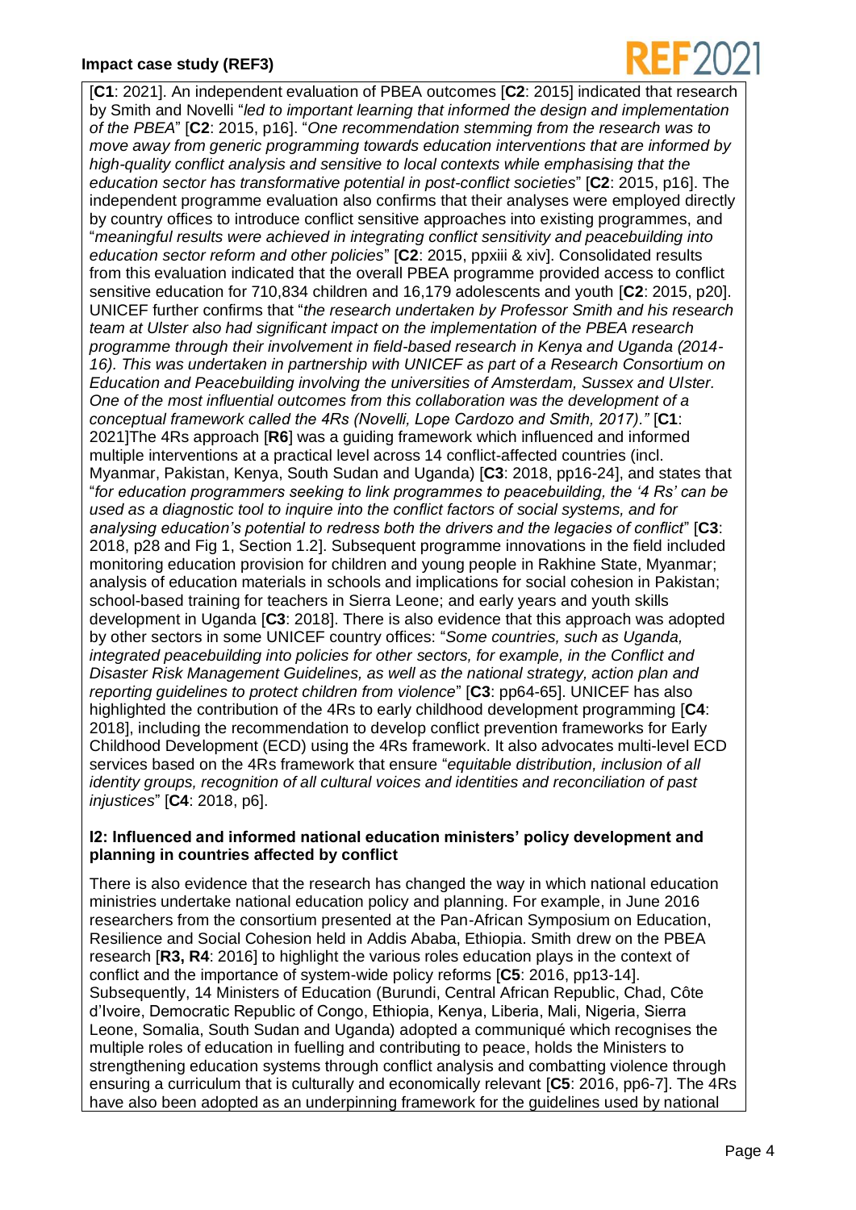[**C1**: 2021]. An independent evaluation of PBEA outcomes [**C2**: 2015] indicated that research by Smith and Novelli "*led to important learning that informed the design and implementation of the PBEA*" [**C2**: 2015, p16]. "*One recommendation stemming from the research was to move away from generic programming towards education interventions that are informed by high-quality conflict analysis and sensitive to local contexts while emphasising that the education sector has transformative potential in post-conflict societies*" [**C2**: 2015, p16]. The independent programme evaluation also confirms that their analyses were employed directly by country offices to introduce conflict sensitive approaches into existing programmes, and "*meaningful results were achieved in integrating conflict sensitivity and peacebuilding into education sector reform and other policies*" [**C2**: 2015, ppxiii & xiv]. Consolidated results from this evaluation indicated that the overall PBEA programme provided access to conflict sensitive education for 710,834 children and 16,179 adolescents and youth [**C2**: 2015, p20]. UNICEF further confirms that "*the research undertaken by Professor Smith and his research team at Ulster also had significant impact on the implementation of the PBEA research programme through their involvement in field-based research in Kenya and Uganda (2014-16). This was undertaken in partnership with UNICEF as part of a Research Consortium on Education and Peacebuilding involving the universities of Amsterdam, Sussex and Ulster. One of the most influential outcomes from this collaboration was the development of a conceptual framework called the 4Rs (Novelli, Lope Cardozo and Smith, 2017).*" [**C1**: 2021]The 4Rs approach [**R6**] was a guiding framework which influenced and informed multiple interventions at a practical level across 14 conflict-affected countries (incl. Myanmar, Pakistan, Kenya, South Sudan and Uganda) [**C3**: 2018, pp16-24], and states that "*for education programmers seeking to link programmes to peacebuilding, the '4 Rs' can be used as a diagnostic tool to inquire into the conflict factors of social systems, and for analysing education's potential to redress both the drivers and the legacies of conflict*" [**C3**: 2018, p28 and Fig 1, Section 1.2]. Subsequent programme innovations in the field included monitoring education provision for children and young people in Rakhine State, Myanmar; analysis of education materials in schools and implications for social cohesion in Pakistan; school-based training for teachers in Sierra Leone; and early years and youth skills development in Uganda [**C3**: 2018]. There is also evidence that this approach was adopted by other sectors in some UNICEF country offices: "*Some countries, such as Uganda, integrated peacebuilding into policies for other sectors, for example, in the Conflict and Disaster Risk Management Guidelines, as well as the national strategy, action plan and reporting guidelines to protect children from violence*" [**C3**: pp64-65]. UNICEF has also highlighted the contribution of the 4Rs to early childhood development programming [**C4**: 2018], including the recommendation to develop conflict prevention frameworks for Early Childhood Development (ECD) using the 4Rs framework. It also advocates multi-level ECD services based on the 4Rs framework that ensure "*equitable distribution, inclusion of all identity groups, recognition of all cultural voices and identities and reconciliation of past injustices*" [**C4**: 2018, p6].

**I2: Influenced and informed national education ministers' policy development and planning in countries affected by conflict**

There is also evidence that the research has changed the way in which national education ministries undertake national education policy and planning. For example, in June 2016 researchers from the consortium presented at the Pan-African Symposium on Education, Resilience and Social Cohesion held in Addis Ababa, Ethiopia. Smith drew on the PBEA research [**R3, R4**: 2016] to highlight the various roles education plays in the context of conflict and the importance of system-wide policy reforms [**C5**: 2016, pp13-14]. Subsequently, 14 Ministers of Education (Burundi, Central African Republic, Chad, Côte d'Ivoire, Democratic Republic of Congo, Ethiopia, Kenya, Liberia, Mali, Nigeria, Sierra Leone, Somalia, South Sudan and Uganda) adopted a communiqué which recognises the multiple roles of education in fuelling and contributing to peace, holds the Ministers to strengthening education systems through conflict analysis and combatting violence through ensuring a curriculum that is culturally and economically relevant [**C5**: 2016, pp6-7]. The 4Rs have also been adopted as an underpinning framework for the guidelines used by national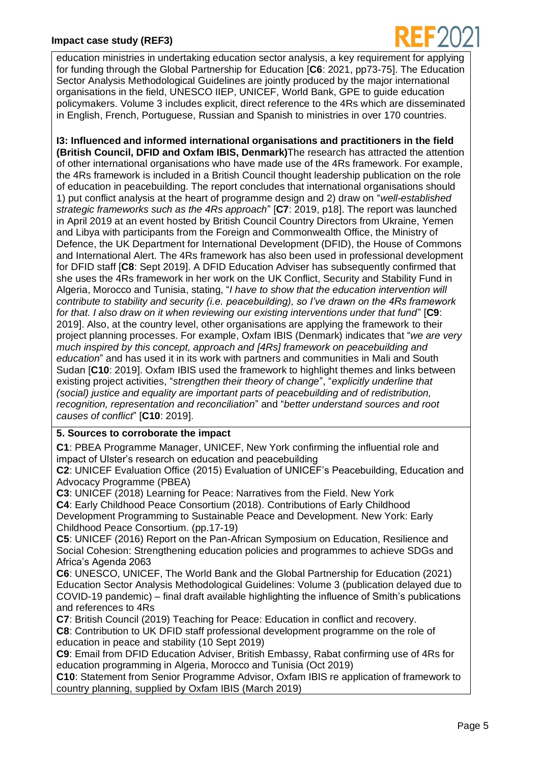education ministries in undertaking education sector analysis, a key requirement for applying for funding through the Global Partnership for Education [**C6**: 2021, pp73-75]. The Education Sector Analysis Methodological Guidelines are jointly produced by the major international organisations in the field, UNESCO IIEP, UNICEF, World Bank, GPE to guide education policymakers. Volume 3 includes explicit, direct reference to the 4Rs which are disseminated in English, French, Portuguese, Russian and Spanish to ministries in over 170 countries.

**I3: Influenced and informed international organisations and practitioners in the field (British Council, DFID and Oxfam IBIS, Denmark)** The research has attracted the attention of other international organisations who have made use of the 4Rs framework. For example, the 4Rs framework is included in a British Council thought leadership publication on the role of education in peacebuilding. The report concludes that international organisations should 1) put conflict analysis at the heart of programme design and 2) draw on "*well-established strategic frameworks such as the 4Rs approach*" [**C7**: 2019, p18]. The report was launched in April 2019 at an event hosted by British Council Country Directors from Ukraine, Yemen and Libya with participants from the Foreign and Commonwealth Office, the Ministry of Defence, the UK Department for International Development (DFID), the House of Commons and International Alert. The 4Rs framework has also been used in professional development for DFID staff [**C8**: Sept 2019]. A DFID Education Adviser has subsequently confirmed that she uses the 4Rs framework in her work on the UK Conflict, Security and Stability Fund in Algeria, Morocco and Tunisia, stating, "*I have to show that the education intervention will contribute to stability and security (i.e. peacebuilding), so I've drawn on the 4Rs framework for that. I also draw on it when reviewing our existing interventions under that fund*" [**C9**: 2019]. Also, at the country level, other organisations are applying the framework to their project planning processes. For example, Oxfam IBIS (Denmark) indicates that "*we are very much inspired by this concept, approach and [4Rs] framework on peacebuilding and education*" and has used it in its work with partners and communities in Mali and South Sudan [**C10**: 2019]. Oxfam IBIS used the framework to highlight themes and links between existing project activities, "*strengthen their theory of change*", "*explicitly underline that (social) justice and equality are important parts of peacebuilding and of redistribution, recognition, representation and reconciliation*" and "*better understand sources and root causes of conflict*" [**C10**: 2019].

## 5. Sources to corroborate the impact

**C1**: PBEA Programme Manager, UNICEF, New York confirming the influential role and impact of Ulster's research on education and peacebuilding

**C2**: UNICEF Evaluation Office (2015) Evaluation of UNICEF's Peacebuilding, Education and Advocacy Programme (PBEA)

**C3**: UNICEF (2018) Learning for Peace: Narratives from the Field. New York

**C4**: Early Childhood Peace Consortium (2018). Contributions of Early Childhood Development Programming to Sustainable Peace and Development. New York: Early Childhood Peace Consortium. (pp.17-19)

**C5**: UNICEF (2016) Report on the Pan-African Symposium on Education, Resilience and Social Cohesion: Strengthening education policies and programmes to achieve SDGs and Africa's Agenda 2063

**C6**: UNESCO, UNICEF, The World Bank and the Global Partnership for Education (2021) Education Sector Analysis Methodological Guidelines: Volume 3 (publication delayed due to COVID-19 pandemic) – final draft available highlighting the influence of Smith's publications and references to 4Rs

**C7**: British Council (2019) Teaching for Peace: Education in conflict and recovery.

**C8**: Contribution to UK DFID staff professional development programme on the role of education in peace and stability (10 Sept 2019)

**C9**: Email from DFID Education Adviser, British Embassy, Rabat confirming use of 4Rs for education programming in Algeria, Morocco and Tunisia (Oct 2019)

**C10**: Statement from Senior Programme Advisor, Oxfam IBIS re application of framework to country planning, supplied by Oxfam IBIS (March 2019)